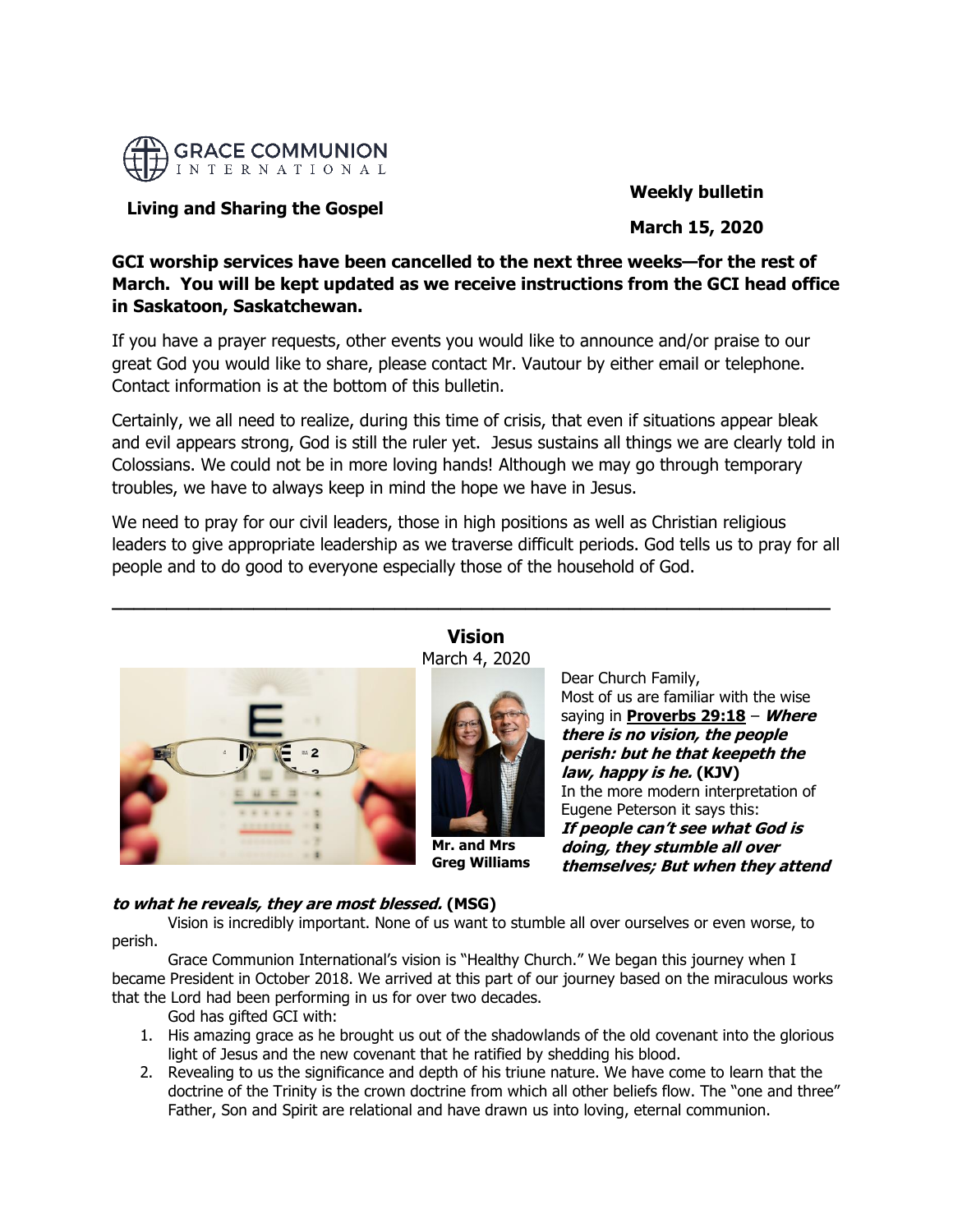GRACE COMMUNION INTERNATIONAL

**Living and Sharing the Gospel**

**Weekly bulletin**

**March 15, 2020**

**GCI worship services have been cancelled to the next three weeks—for the rest of March. You will be kept updated as we receive instructions from the GCI head office in Saskatoon, Saskatchewan.**

If you have a prayer requests, other events you would like to announce and/or praise to our great God you would like to share, please contact Mr. Vautour by either email or telephone. Contact information is at the bottom of this bulletin.

Certainly, we all need to realize, during this time of crisis, that even if situations appear bleak and evil appears strong, God is still the ruler yet. Jesus sustains all things we are clearly told in Colossians. We could not be in more loving hands! Although we may go through temporary troubles, we have to always keep in mind the hope we have in Jesus.

We need to pray for our civil leaders, those in high positions as well as Christian religious leaders to give appropriate leadership as we traverse difficult periods. God tells us to pray for all people and to do good to everyone especially those of the household of God.

---

## Vision

March 4, 2020

**Mr. and Mrs Greg Williams**

Dear Church Family,

Most of us are familiar with the wise saying in **Proverbs 29:18** – ***Where there is no vision, the people perish: but he that keepeth the law, happy is he.*** **(KJV)**

In the more modern interpretation of Eugene Peterson it says this:

***If people can't see what God is doing, they stumble all over themselves; But when they attend to what he reveals, they are most blessed.*** **(MSG)**

Vision is incredibly important. None of us want to stumble all over ourselves or even worse, to perish.

Grace Communion International's vision is "Healthy Church." We began this journey when I became President in October 2018. We arrived at this part of our journey based on the miraculous works that the Lord had been performing in us for over two decades.

God has gifted GCI with:

1. His amazing grace as he brought us out of the shadowlands of the old covenant into the glorious light of Jesus and the new covenant that he ratified by shedding his blood.
2. Revealing to us the significance and depth of his triune nature. We have come to learn that the doctrine of the Trinity is the crown doctrine from which all other beliefs flow. The "one and three" Father, Son and Spirit are relational and have drawn us into loving, eternal communion.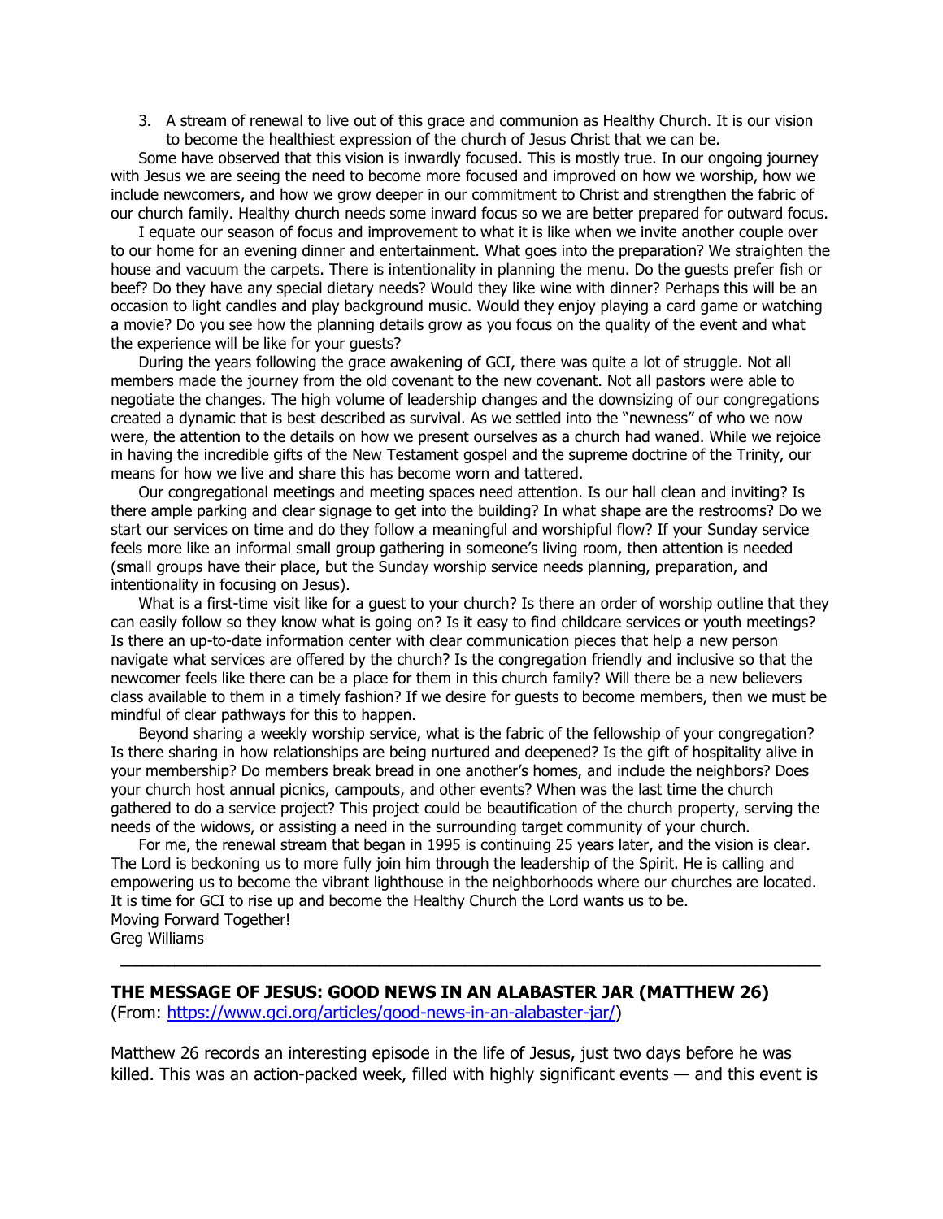3. A stream of renewal to live out of this grace and communion as Healthy Church. It is our vision to become the healthiest expression of the church of Jesus Christ that we can be.

Some have observed that this vision is inwardly focused. This is mostly true. In our ongoing journey with Jesus we are seeing the need to become more focused and improved on how we worship, how we include newcomers, and how we grow deeper in our commitment to Christ and strengthen the fabric of our church family. Healthy church needs some inward focus so we are better prepared for outward focus.

I equate our season of focus and improvement to what it is like when we invite another couple over to our home for an evening dinner and entertainment. What goes into the preparation? We straighten the house and vacuum the carpets. There is intentionality in planning the menu. Do the guests prefer fish or beef? Do they have any special dietary needs? Would they like wine with dinner? Perhaps this will be an occasion to light candles and play background music. Would they enjoy playing a card game or watching a movie? Do you see how the planning details grow as you focus on the quality of the event and what the experience will be like for your guests?

During the years following the grace awakening of GCI, there was quite a lot of struggle. Not all members made the journey from the old covenant to the new covenant. Not all pastors were able to negotiate the changes. The high volume of leadership changes and the downsizing of our congregations created a dynamic that is best described as survival. As we settled into the "newness" of who we now were, the attention to the details on how we present ourselves as a church had waned. While we rejoice in having the incredible gifts of the New Testament gospel and the supreme doctrine of the Trinity, our means for how we live and share this has become worn and tattered.

Our congregational meetings and meeting spaces need attention. Is our hall clean and inviting? Is there ample parking and clear signage to get into the building? In what shape are the restrooms? Do we start our services on time and do they follow a meaningful and worshipful flow? If your Sunday service feels more like an informal small group gathering in someone's living room, then attention is needed (small groups have their place, but the Sunday worship service needs planning, preparation, and intentionality in focusing on Jesus).

What is a first-time visit like for a guest to your church? Is there an order of worship outline that they can easily follow so they know what is going on? Is it easy to find childcare services or youth meetings? Is there an up-to-date information center with clear communication pieces that help a new person navigate what services are offered by the church? Is the congregation friendly and inclusive so that the newcomer feels like there can be a place for them in this church family? Will there be a new believers class available to them in a timely fashion? If we desire for guests to become members, then we must be mindful of clear pathways for this to happen.

Beyond sharing a weekly worship service, what is the fabric of the fellowship of your congregation? Is there sharing in how relationships are being nurtured and deepened? Is the gift of hospitality alive in your membership? Do members break bread in one another's homes, and include the neighbors? Does your church host annual picnics, campouts, and other events? When was the last time the church gathered to do a service project? This project could be beautification of the church property, serving the needs of the widows, or assisting a need in the surrounding target community of your church.

For me, the renewal stream that began in 1995 is continuing 25 years later, and the vision is clear. The Lord is beckoning us to more fully join him through the leadership of the Spirit. He is calling and empowering us to become the vibrant lighthouse in the neighborhoods where our churches are located. It is time for GCI to rise up and become the Healthy Church the Lord wants us to be.
Moving Forward Together!
Greg Williams

---

**THE MESSAGE OF JESUS: GOOD NEWS IN AN ALABASTER JAR (MATTHEW 26)**
(From: https://www.gci.org/articles/good-news-in-an-alabaster-jar/)

Matthew 26 records an interesting episode in the life of Jesus, just two days before he was killed. This was an action-packed week, filled with highly significant events — and this event is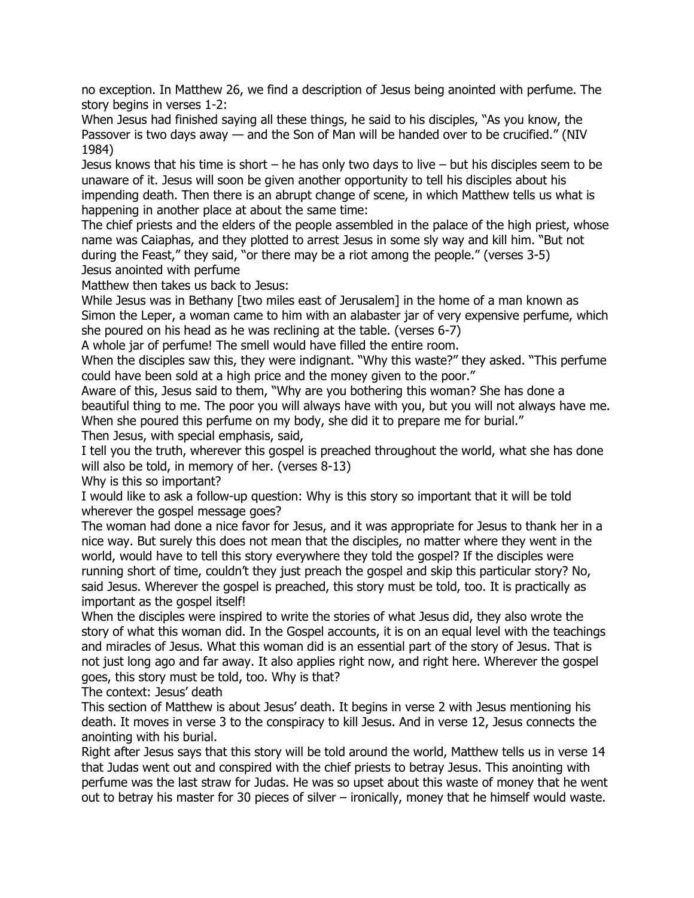no exception. In Matthew 26, we find a description of Jesus being anointed with perfume. The story begins in verses 1-2:

When Jesus had finished saying all these things, he said to his disciples, "As you know, the Passover is two days away — and the Son of Man will be handed over to be crucified." (NIV 1984)

Jesus knows that his time is short – he has only two days to live – but his disciples seem to be unaware of it. Jesus will soon be given another opportunity to tell his disciples about his impending death. Then there is an abrupt change of scene, in which Matthew tells us what is happening in another place at about the same time:

The chief priests and the elders of the people assembled in the palace of the high priest, whose name was Caiaphas, and they plotted to arrest Jesus in some sly way and kill him. "But not during the Feast," they said, "or there may be a riot among the people." (verses 3-5)

## Jesus anointed with perfume

Matthew then takes us back to Jesus:

While Jesus was in Bethany [two miles east of Jerusalem] in the home of a man known as Simon the Leper, a woman came to him with an alabaster jar of very expensive perfume, which she poured on his head as he was reclining at the table. (verses 6-7)

A whole jar of perfume! The smell would have filled the entire room.

When the disciples saw this, they were indignant. "Why this waste?" they asked. "This perfume could have been sold at a high price and the money given to the poor."

Aware of this, Jesus said to them, "Why are you bothering this woman? She has done a beautiful thing to me. The poor you will always have with you, but you will not always have me. When she poured this perfume on my body, she did it to prepare me for burial."

Then Jesus, with special emphasis, said,

I tell you the truth, wherever this gospel is preached throughout the world, what she has done will also be told, in memory of her. (verses 8-13)

## Why is this so important?

I would like to ask a follow-up question: Why is this story so important that it will be told wherever the gospel message goes?

The woman had done a nice favor for Jesus, and it was appropriate for Jesus to thank her in a nice way. But surely this does not mean that the disciples, no matter where they went in the world, would have to tell this story everywhere they told the gospel? If the disciples were running short of time, couldn't they just preach the gospel and skip this particular story? No, said Jesus. Wherever the gospel is preached, this story must be told, too. It is practically as important as the gospel itself!

When the disciples were inspired to write the stories of what Jesus did, they also wrote the story of what this woman did. In the Gospel accounts, it is on an equal level with the teachings and miracles of Jesus. What this woman did is an essential part of the story of Jesus. That is not just long ago and far away. It also applies right now, and right here. Wherever the gospel goes, this story must be told, too. Why is that?

## The context: Jesus' death

This section of Matthew is about Jesus' death. It begins in verse 2 with Jesus mentioning his death. It moves in verse 3 to the conspiracy to kill Jesus. And in verse 12, Jesus connects the anointing with his burial.

Right after Jesus says that this story will be told around the world, Matthew tells us in verse 14 that Judas went out and conspired with the chief priests to betray Jesus. This anointing with perfume was the last straw for Judas. He was so upset about this waste of money that he went out to betray his master for 30 pieces of silver – ironically, money that he himself would waste.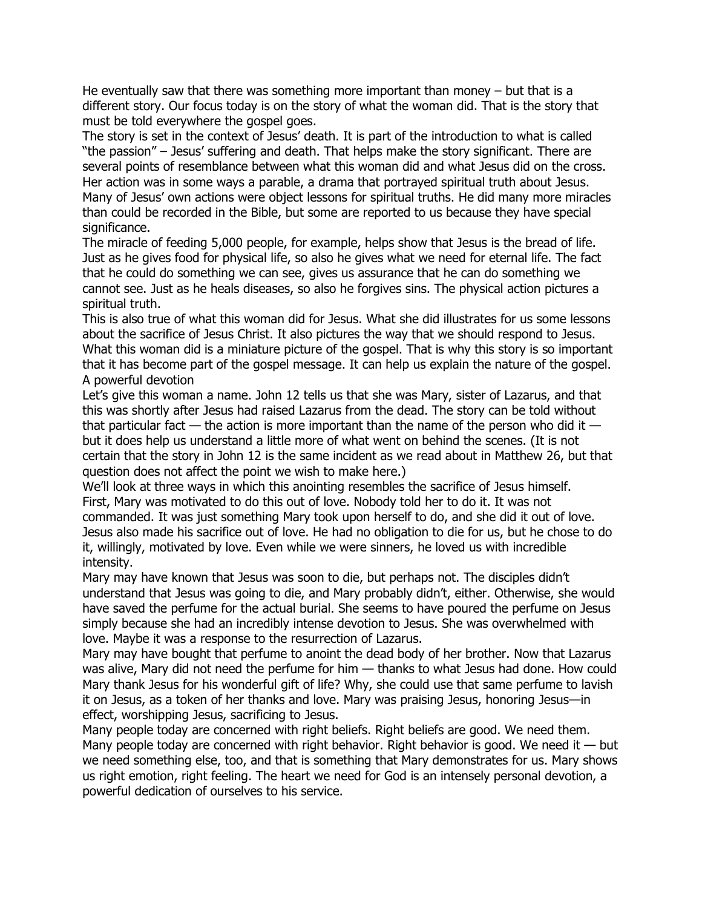He eventually saw that there was something more important than money – but that is a different story. Our focus today is on the story of what the woman did. That is the story that must be told everywhere the gospel goes.

The story is set in the context of Jesus' death. It is part of the introduction to what is called "the passion" – Jesus' suffering and death. That helps make the story significant. There are several points of resemblance between what this woman did and what Jesus did on the cross. Her action was in some ways a parable, a drama that portrayed spiritual truth about Jesus. Many of Jesus' own actions were object lessons for spiritual truths. He did many more miracles than could be recorded in the Bible, but some are reported to us because they have special significance.

The miracle of feeding 5,000 people, for example, helps show that Jesus is the bread of life. Just as he gives food for physical life, so also he gives what we need for eternal life. The fact that he could do something we can see, gives us assurance that he can do something we cannot see. Just as he heals diseases, so also he forgives sins. The physical action pictures a spiritual truth.

This is also true of what this woman did for Jesus. What she did illustrates for us some lessons about the sacrifice of Jesus Christ. It also pictures the way that we should respond to Jesus. What this woman did is a miniature picture of the gospel. That is why this story is so important that it has become part of the gospel message. It can help us explain the nature of the gospel.

## A powerful devotion

Let's give this woman a name. John 12 tells us that she was Mary, sister of Lazarus, and that this was shortly after Jesus had raised Lazarus from the dead. The story can be told without that particular fact — the action is more important than the name of the person who did it — but it does help us understand a little more of what went on behind the scenes. (It is not certain that the story in John 12 is the same incident as we read about in Matthew 26, but that question does not affect the point we wish to make here.)

We'll look at three ways in which this anointing resembles the sacrifice of Jesus himself.

First, Mary was motivated to do this out of love. Nobody told her to do it. It was not commanded. It was just something Mary took upon herself to do, and she did it out of love. Jesus also made his sacrifice out of love. He had no obligation to die for us, but he chose to do it, willingly, motivated by love. Even while we were sinners, he loved us with incredible intensity.

Mary may have known that Jesus was soon to die, but perhaps not. The disciples didn't understand that Jesus was going to die, and Mary probably didn't, either. Otherwise, she would have saved the perfume for the actual burial. She seems to have poured the perfume on Jesus simply because she had an incredibly intense devotion to Jesus. She was overwhelmed with love. Maybe it was a response to the resurrection of Lazarus.

Mary may have bought that perfume to anoint the dead body of her brother. Now that Lazarus was alive, Mary did not need the perfume for him — thanks to what Jesus had done. How could Mary thank Jesus for his wonderful gift of life? Why, she could use that same perfume to lavish it on Jesus, as a token of her thanks and love. Mary was praising Jesus, honoring Jesus—in effect, worshipping Jesus, sacrificing to Jesus.

Many people today are concerned with right beliefs. Right beliefs are good. We need them. Many people today are concerned with right behavior. Right behavior is good. We need it — but we need something else, too, and that is something that Mary demonstrates for us. Mary shows us right emotion, right feeling. The heart we need for God is an intensely personal devotion, a powerful dedication of ourselves to his service.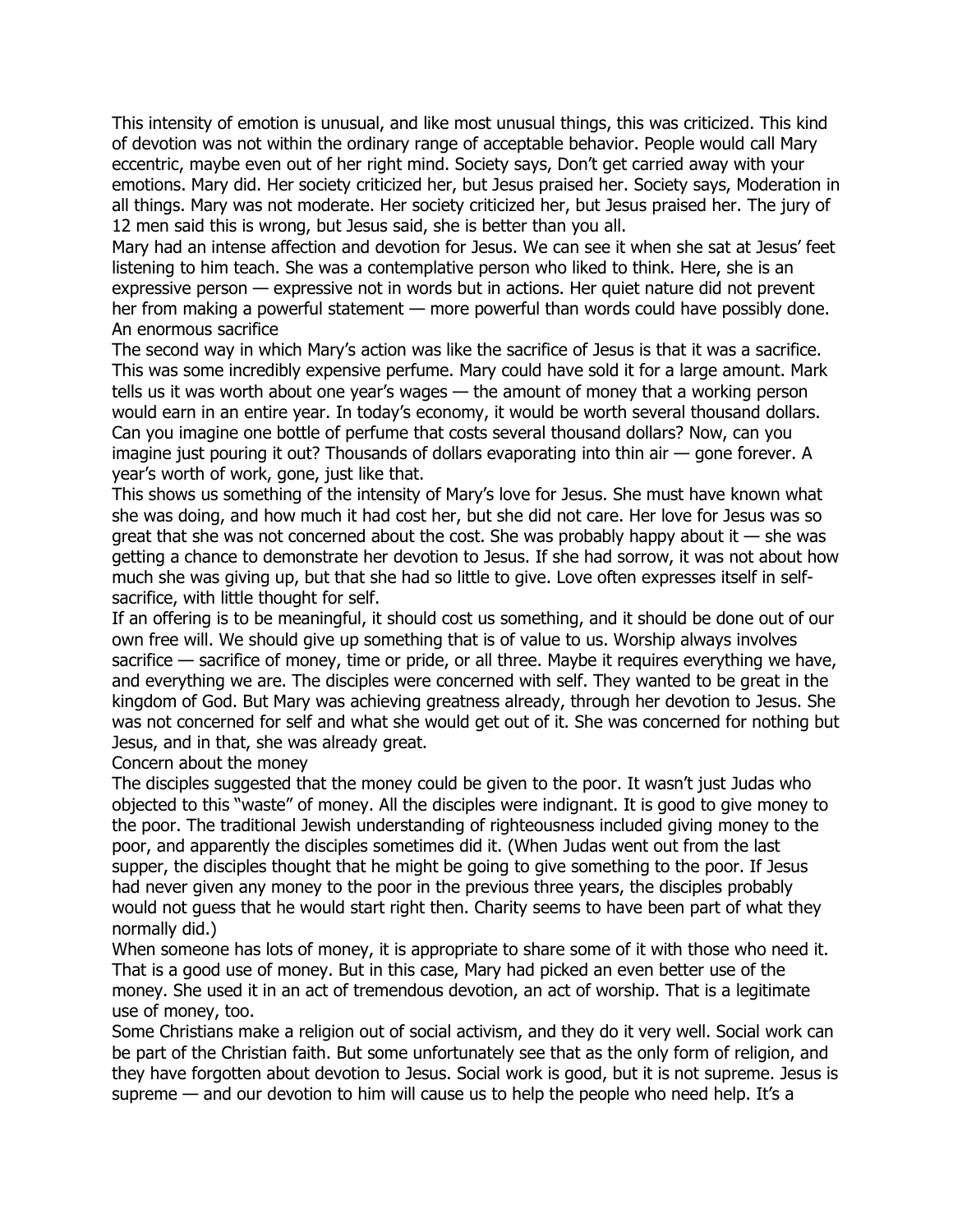This intensity of emotion is unusual, and like most unusual things, this was criticized. This kind of devotion was not within the ordinary range of acceptable behavior. People would call Mary eccentric, maybe even out of her right mind. Society says, Don't get carried away with your emotions. Mary did. Her society criticized her, but Jesus praised her. Society says, Moderation in all things. Mary was not moderate. Her society criticized her, but Jesus praised her. The jury of 12 men said this is wrong, but Jesus said, she is better than you all.

Mary had an intense affection and devotion for Jesus. We can see it when she sat at Jesus' feet listening to him teach. She was a contemplative person who liked to think. Here, she is an expressive person — expressive not in words but in actions. Her quiet nature did not prevent her from making a powerful statement — more powerful than words could have possibly done.

## An enormous sacrifice

The second way in which Mary's action was like the sacrifice of Jesus is that it was a sacrifice. This was some incredibly expensive perfume. Mary could have sold it for a large amount. Mark tells us it was worth about one year's wages — the amount of money that a working person would earn in an entire year. In today's economy, it would be worth several thousand dollars. Can you imagine one bottle of perfume that costs several thousand dollars? Now, can you imagine just pouring it out? Thousands of dollars evaporating into thin air — gone forever. A year's worth of work, gone, just like that.

This shows us something of the intensity of Mary's love for Jesus. She must have known what she was doing, and how much it had cost her, but she did not care. Her love for Jesus was so great that she was not concerned about the cost. She was probably happy about it — she was getting a chance to demonstrate her devotion to Jesus. If she had sorrow, it was not about how much she was giving up, but that she had so little to give. Love often expresses itself in self-sacrifice, with little thought for self.

If an offering is to be meaningful, it should cost us something, and it should be done out of our own free will. We should give up something that is of value to us. Worship always involves sacrifice — sacrifice of money, time or pride, or all three. Maybe it requires everything we have, and everything we are. The disciples were concerned with self. They wanted to be great in the kingdom of God. But Mary was achieving greatness already, through her devotion to Jesus. She was not concerned for self and what she would get out of it. She was concerned for nothing but Jesus, and in that, she was already great.

## Concern about the money

The disciples suggested that the money could be given to the poor. It wasn't just Judas who objected to this "waste" of money. All the disciples were indignant. It is good to give money to the poor. The traditional Jewish understanding of righteousness included giving money to the poor, and apparently the disciples sometimes did it. (When Judas went out from the last supper, the disciples thought that he might be going to give something to the poor. If Jesus had never given any money to the poor in the previous three years, the disciples probably would not guess that he would start right then. Charity seems to have been part of what they normally did.)

When someone has lots of money, it is appropriate to share some of it with those who need it. That is a good use of money. But in this case, Mary had picked an even better use of the money. She used it in an act of tremendous devotion, an act of worship. That is a legitimate use of money, too.

Some Christians make a religion out of social activism, and they do it very well. Social work can be part of the Christian faith. But some unfortunately see that as the only form of religion, and they have forgotten about devotion to Jesus. Social work is good, but it is not supreme. Jesus is supreme — and our devotion to him will cause us to help the people who need help. It's a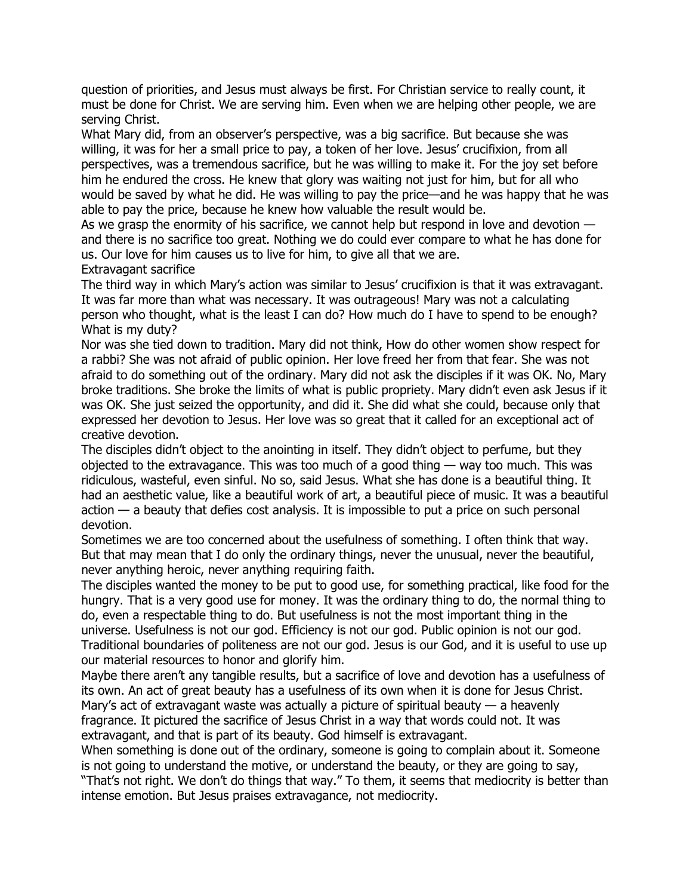question of priorities, and Jesus must always be first. For Christian service to really count, it must be done for Christ. We are serving him. Even when we are helping other people, we are serving Christ.

What Mary did, from an observer's perspective, was a big sacrifice. But because she was willing, it was for her a small price to pay, a token of her love. Jesus' crucifixion, from all perspectives, was a tremendous sacrifice, but he was willing to make it. For the joy set before him he endured the cross. He knew that glory was waiting not just for him, but for all who would be saved by what he did. He was willing to pay the price—and he was happy that he was able to pay the price, because he knew how valuable the result would be.

As we grasp the enormity of his sacrifice, we cannot help but respond in love and devotion — and there is no sacrifice too great. Nothing we do could ever compare to what he has done for us. Our love for him causes us to live for him, to give all that we are.

## Extravagant sacrifice

The third way in which Mary's action was similar to Jesus' crucifixion is that it was extravagant. It was far more than what was necessary. It was outrageous! Mary was not a calculating person who thought, what is the least I can do? How much do I have to spend to be enough? What is my duty?

Nor was she tied down to tradition. Mary did not think, How do other women show respect for a rabbi? She was not afraid of public opinion. Her love freed her from that fear. She was not afraid to do something out of the ordinary. Mary did not ask the disciples if it was OK. No, Mary broke traditions. She broke the limits of what is public propriety. Mary didn't even ask Jesus if it was OK. She just seized the opportunity, and did it. She did what she could, because only that expressed her devotion to Jesus. Her love was so great that it called for an exceptional act of creative devotion.

The disciples didn't object to the anointing in itself. They didn't object to perfume, but they objected to the extravagance. This was too much of a good thing — way too much. This was ridiculous, wasteful, even sinful. No so, said Jesus. What she has done is a beautiful thing. It had an aesthetic value, like a beautiful work of art, a beautiful piece of music. It was a beautiful action — a beauty that defies cost analysis. It is impossible to put a price on such personal devotion.

Sometimes we are too concerned about the usefulness of something. I often think that way. But that may mean that I do only the ordinary things, never the unusual, never the beautiful, never anything heroic, never anything requiring faith.

The disciples wanted the money to be put to good use, for something practical, like food for the hungry. That is a very good use for money. It was the ordinary thing to do, the normal thing to do, even a respectable thing to do. But usefulness is not the most important thing in the universe. Usefulness is not our god. Efficiency is not our god. Public opinion is not our god. Traditional boundaries of politeness are not our god. Jesus is our God, and it is useful to use up our material resources to honor and glorify him.

Maybe there aren't any tangible results, but a sacrifice of love and devotion has a usefulness of its own. An act of great beauty has a usefulness of its own when it is done for Jesus Christ. Mary's act of extravagant waste was actually a picture of spiritual beauty — a heavenly fragrance. It pictured the sacrifice of Jesus Christ in a way that words could not. It was extravagant, and that is part of its beauty. God himself is extravagant.

When something is done out of the ordinary, someone is going to complain about it. Someone is not going to understand the motive, or understand the beauty, or they are going to say, "That's not right. We don't do things that way." To them, it seems that mediocrity is better than intense emotion. But Jesus praises extravagance, not mediocrity.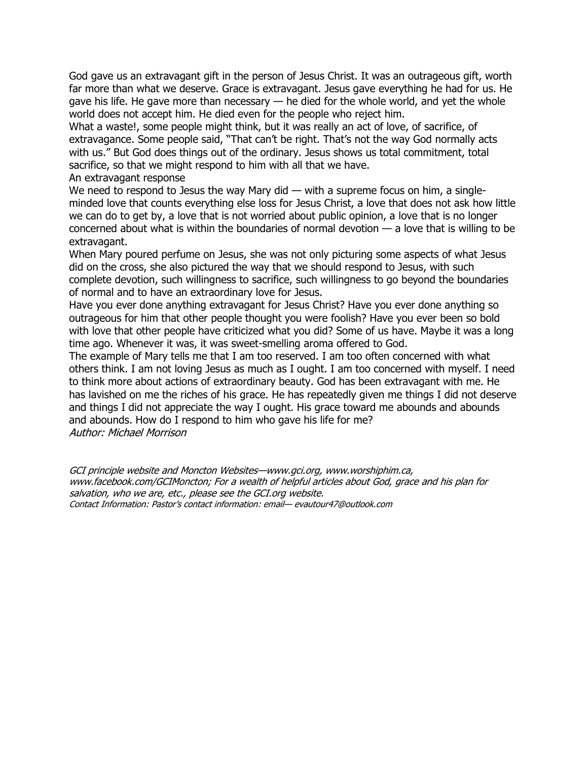God gave us an extravagant gift in the person of Jesus Christ. It was an outrageous gift, worth far more than what we deserve. Grace is extravagant. Jesus gave everything he had for us. He gave his life. He gave more than necessary — he died for the whole world, and yet the whole world does not accept him. He died even for the people who reject him.

What a waste!, some people might think, but it was really an act of love, of sacrifice, of extravagance. Some people said, "That can't be right. That's not the way God normally acts with us." But God does things out of the ordinary. Jesus shows us total commitment, total sacrifice, so that we might respond to him with all that we have.

## An extravagant response

We need to respond to Jesus the way Mary did — with a supreme focus on him, a single-minded love that counts everything else loss for Jesus Christ, a love that does not ask how little we can do to get by, a love that is not worried about public opinion, a love that is no longer concerned about what is within the boundaries of normal devotion — a love that is willing to be extravagant.

When Mary poured perfume on Jesus, she was not only picturing some aspects of what Jesus did on the cross, she also pictured the way that we should respond to Jesus, with such complete devotion, such willingness to sacrifice, such willingness to go beyond the boundaries of normal and to have an extraordinary love for Jesus.

Have you ever done anything extravagant for Jesus Christ? Have you ever done anything so outrageous for him that other people thought you were foolish? Have you ever been so bold with love that other people have criticized what you did? Some of us have. Maybe it was a long time ago. Whenever it was, it was sweet-smelling aroma offered to God.

The example of Mary tells me that I am too reserved. I am too often concerned with what others think. I am not loving Jesus as much as I ought. I am too concerned with myself. I need to think more about actions of extraordinary beauty. God has been extravagant with me. He has lavished on me the riches of his grace. He has repeatedly given me things I did not deserve and things I did not appreciate the way I ought. His grace toward me abounds and abounds and abounds. How do I respond to him who gave his life for me?

*Author: Michael Morrison*

*GCI principle website and Moncton Websites—www.gci.org, www.worshiphim.ca, www.facebook.com/GCIMoncton; For a wealth of helpful articles about God, grace and his plan for salvation, who we are, etc., please see the GCI.org website.*

*Contact Information: Pastor's contact information: email— evautour47@outlook.com*